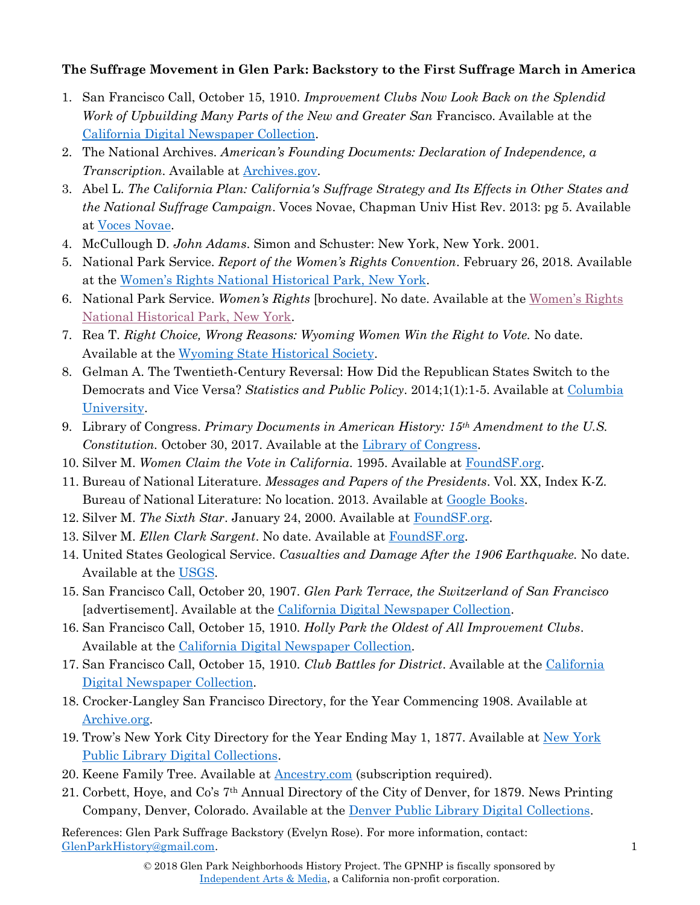**The Suffrage Movement in Glen Park: Backstory to the First Suffrage March in America**

1. San Francisco Call, October 15, 1910. *Improvement Clubs Now Look Back on the Splendid Work of Upbuilding Many Parts of the New and Greater San* Francisco. Available at the California Digital Newspaper Collection.
2. The National Archives. *American's Founding Documents: Declaration of Independence, a Transcription*. Available at Archives.gov.
3. Abel L. *The California Plan: California's Suffrage Strategy and Its Effects in Other States and the National Suffrage Campaign*. Voces Novae, Chapman Univ Hist Rev. 2013: pg 5. Available at Voces Novae.
4. McCullough D. *John Adams*. Simon and Schuster: New York, New York. 2001.
5. National Park Service. *Report of the Women's Rights Convention*. February 26, 2018. Available at the Women's Rights National Historical Park, New York.
6. National Park Service. *Women's Rights* [brochure]. No date. Available at the Women's Rights National Historical Park, New York.
7. Rea T. *Right Choice, Wrong Reasons: Wyoming Women Win the Right to Vote.* No date. Available at the Wyoming State Historical Society.
8. Gelman A. The Twentieth-Century Reversal: How Did the Republican States Switch to the Democrats and Vice Versa? *Statistics and Public Policy*. 2014;1(1):1-5. Available at Columbia University.
9. Library of Congress. *Primary Documents in American History: 15th Amendment to the U.S. Constitution.* October 30, 2017. Available at the Library of Congress.
10. Silver M. *Women Claim the Vote in California*. 1995. Available at FoundSF.org.
11. Bureau of National Literature. *Messages and Papers of the Presidents*. Vol. XX, Index K-Z. Bureau of National Literature: No location. 2013. Available at Google Books.
12. Silver M. *The Sixth Star*. January 24, 2000. Available at FoundSF.org.
13. Silver M. *Ellen Clark Sargent*. No date. Available at FoundSF.org.
14. United States Geological Service. *Casualties and Damage After the 1906 Earthquake.* No date. Available at the USGS.
15. San Francisco Call, October 20, 1907. *Glen Park Terrace, the Switzerland of San Francisco* [advertisement]. Available at the California Digital Newspaper Collection.
16. San Francisco Call, October 15, 1910. *Holly Park the Oldest of All Improvement Clubs*. Available at the California Digital Newspaper Collection.
17. San Francisco Call, October 15, 1910. *Club Battles for District*. Available at the California Digital Newspaper Collection.
18. Crocker-Langley San Francisco Directory, for the Year Commencing 1908. Available at Archive.org.
19. Trow's New York City Directory for the Year Ending May 1, 1877. Available at New York Public Library Digital Collections.
20. Keene Family Tree. Available at Ancestry.com (subscription required).
21. Corbett, Hoye, and Co's 7th Annual Directory of the City of Denver, for 1879. News Printing Company, Denver, Colorado. Available at the Denver Public Library Digital Collections.

References: Glen Park Suffrage Backstory (Evelyn Rose). For more information, contact: GlenParkHistory@gmail.com.

© 2018 Glen Park Neighborhoods History Project. The GPNHP is fiscally sponsored by Independent Arts & Media, a California non-profit corporation.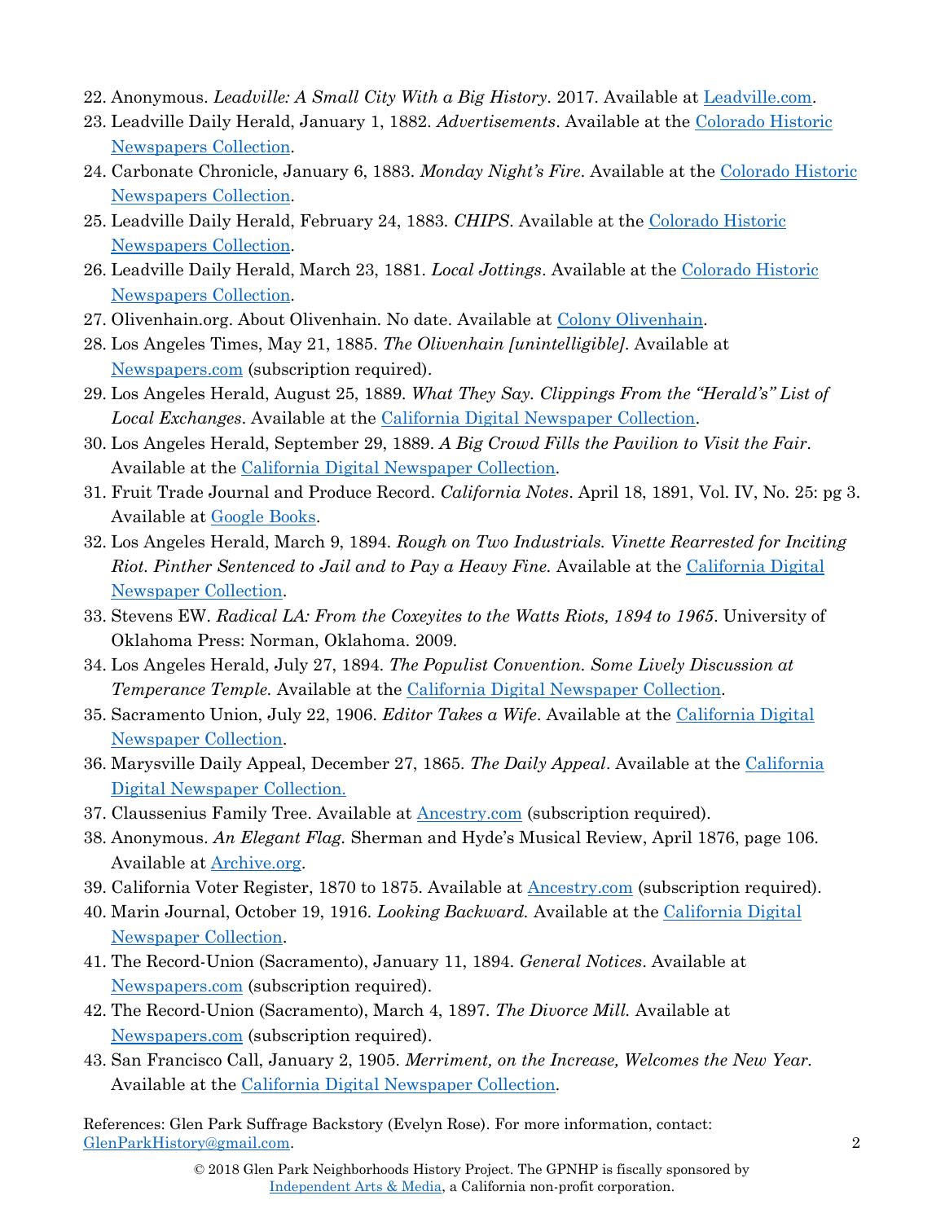22. Anonymous. *Leadville: A Small City With a Big History*. 2017. Available at Leadville.com.
23. Leadville Daily Herald, January 1, 1882. *Advertisements*. Available at the Colorado Historic Newspapers Collection.
24. Carbonate Chronicle, January 6, 1883. *Monday Night's Fire*. Available at the Colorado Historic Newspapers Collection.
25. Leadville Daily Herald, February 24, 1883. *CHIPS*. Available at the Colorado Historic Newspapers Collection.
26. Leadville Daily Herald, March 23, 1881. *Local Jottings*. Available at the Colorado Historic Newspapers Collection.
27. Olivenhain.org. About Olivenhain. No date. Available at Colony Olivenhain.
28. Los Angeles Times, May 21, 1885. *The Olivenhain [unintelligible]*. Available at Newspapers.com (subscription required).
29. Los Angeles Herald, August 25, 1889. *What They Say. Clippings From the "Herald's" List of Local Exchanges*. Available at the California Digital Newspaper Collection.
30. Los Angeles Herald, September 29, 1889. *A Big Crowd Fills the Pavilion to Visit the Fair*. Available at the California Digital Newspaper Collection.
31. Fruit Trade Journal and Produce Record. *California Notes*. April 18, 1891, Vol. IV, No. 25: pg 3. Available at Google Books.
32. Los Angeles Herald, March 9, 1894. *Rough on Two Industrials. Vinette Rearrested for Inciting Riot. Pinther Sentenced to Jail and to Pay a Heavy Fine.* Available at the California Digital Newspaper Collection.
33. Stevens EW. *Radical LA: From the Coxeyites to the Watts Riots, 1894 to 1965*. University of Oklahoma Press: Norman, Oklahoma. 2009.
34. Los Angeles Herald, July 27, 1894. *The Populist Convention. Some Lively Discussion at Temperance Temple.* Available at the California Digital Newspaper Collection.
35. Sacramento Union, July 22, 1906. *Editor Takes a Wife*. Available at the California Digital Newspaper Collection.
36. Marysville Daily Appeal, December 27, 1865. *The Daily Appeal*. Available at the California Digital Newspaper Collection.
37. Claussenius Family Tree. Available at Ancestry.com (subscription required).
38. Anonymous. *An Elegant Flag.* Sherman and Hyde's Musical Review, April 1876, page 106. Available at Archive.org.
39. California Voter Register, 1870 to 1875. Available at Ancestry.com (subscription required).
40. Marin Journal, October 19, 1916. *Looking Backward.* Available at the California Digital Newspaper Collection.
41. The Record-Union (Sacramento), January 11, 1894. *General Notices*. Available at Newspapers.com (subscription required).
42. The Record-Union (Sacramento), March 4, 1897. *The Divorce Mill.* Available at Newspapers.com (subscription required).
43. San Francisco Call, January 2, 1905. *Merriment, on the Increase, Welcomes the New Year.* Available at the California Digital Newspaper Collection.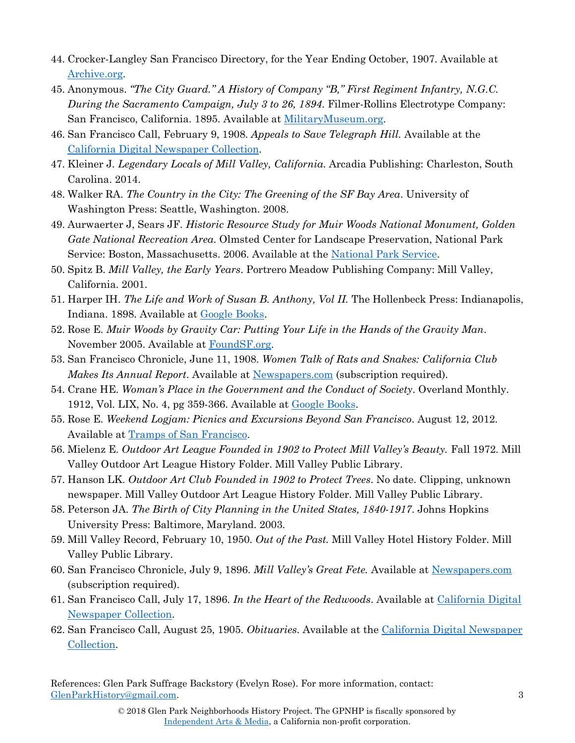44. Crocker-Langley San Francisco Directory, for the Year Ending October, 1907. Available at [Archive.org](#).
45. Anonymous. *"The City Guard." A History of Company "B," First Regiment Infantry, N.G.C. During the Sacramento Campaign, July 3 to 26, 1894*. Filmer-Rollins Electrotype Company: San Francisco, California. 1895. Available at [MilitaryMuseum.org](#).
46. San Francisco Call, February 9, 1908. *Appeals to Save Telegraph Hill*. Available at the [California Digital Newspaper Collection](#).
47. Kleiner J. *Legendary Locals of Mill Valley, California*. Arcadia Publishing: Charleston, South Carolina. 2014.
48. Walker RA. *The Country in the City: The Greening of the SF Bay Area*. University of Washington Press: Seattle, Washington. 2008.
49. Aurwaerter J, Sears JF. *Historic Resource Study for Muir Woods National Monument, Golden Gate National Recreation Area*. Olmsted Center for Landscape Preservation, National Park Service: Boston, Massachusetts. 2006. Available at the [National Park Service](#).
50. Spitz B. *Mill Valley, the Early Years*. Portrero Meadow Publishing Company: Mill Valley, California. 2001.
51. Harper IH. *The Life and Work of Susan B. Anthony, Vol II.* The Hollenbeck Press: Indianapolis, Indiana. 1898. Available at [Google Books](#).
52. Rose E. *Muir Woods by Gravity Car: Putting Your Life in the Hands of the Gravity Man*. November 2005. Available at [FoundSF.org](#).
53. San Francisco Chronicle, June 11, 1908. *Women Talk of Rats and Snakes: California Club Makes Its Annual Report*. Available at [Newspapers.com](#) (subscription required).
54. Crane HE. *Woman's Place in the Government and the Conduct of Society*. Overland Monthly. 1912, Vol. LIX, No. 4, pg 359-366. Available at [Google Books](#).
55. Rose E. *Weekend Logjam: Picnics and Excursions Beyond San Francisco*. August 12, 2012. Available at [Tramps of San Francisco](#).
56. Mielenz E. *Outdoor Art League Founded in 1902 to Protect Mill Valley's Beauty.* Fall 1972. Mill Valley Outdoor Art League History Folder. Mill Valley Public Library.
57. Hanson LK. *Outdoor Art Club Founded in 1902 to Protect Trees*. No date. Clipping, unknown newspaper. Mill Valley Outdoor Art League History Folder. Mill Valley Public Library.
58. Peterson JA. *The Birth of City Planning in the United States, 1840-1917*. Johns Hopkins University Press: Baltimore, Maryland. 2003.
59. Mill Valley Record, February 10, 1950. *Out of the Past.* Mill Valley Hotel History Folder. Mill Valley Public Library.
60. San Francisco Chronicle, July 9, 1896. *Mill Valley's Great Fete.* Available at [Newspapers.com](#) (subscription required).
61. San Francisco Call, July 17, 1896. *In the Heart of the Redwoods*. Available at [California Digital Newspaper Collection](#).
62. San Francisco Call, August 25, 1905. *Obituaries.* Available at the [California Digital Newspaper Collection](#).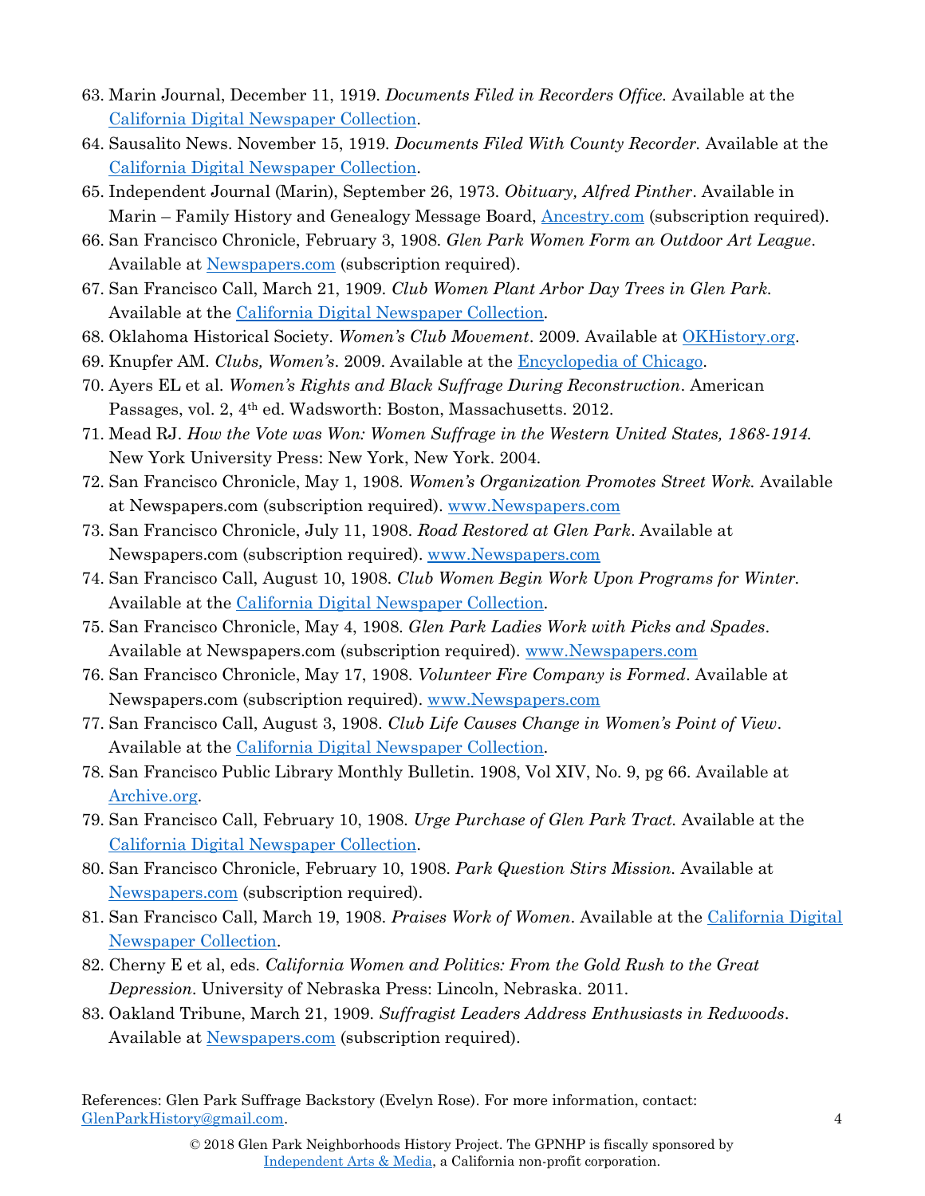63. Marin Journal, December 11, 1919. *Documents Filed in Recorders Office.* Available at the California Digital Newspaper Collection.
64. Sausalito News. November 15, 1919. *Documents Filed With County Recorder.* Available at the California Digital Newspaper Collection.
65. Independent Journal (Marin), September 26, 1973. *Obituary, Alfred Pinther*. Available in Marin – Family History and Genealogy Message Board, Ancestry.com (subscription required).
66. San Francisco Chronicle, February 3, 1908. *Glen Park Women Form an Outdoor Art League*. Available at Newspapers.com (subscription required).
67. San Francisco Call, March 21, 1909. *Club Women Plant Arbor Day Trees in Glen Park.* Available at the California Digital Newspaper Collection.
68. Oklahoma Historical Society. *Women's Club Movement*. 2009. Available at OKHistory.org.
69. Knupfer AM. *Clubs, Women's*. 2009. Available at the Encyclopedia of Chicago.
70. Ayers EL et al. *Women's Rights and Black Suffrage During Reconstruction*. American Passages, vol. 2, 4th ed. Wadsworth: Boston, Massachusetts. 2012.
71. Mead RJ. *How the Vote was Won: Women Suffrage in the Western United States, 1868-1914.* New York University Press: New York, New York. 2004.
72. San Francisco Chronicle, May 1, 1908. *Women's Organization Promotes Street Work.* Available at Newspapers.com (subscription required). www.Newspapers.com
73. San Francisco Chronicle, July 11, 1908. *Road Restored at Glen Park*. Available at Newspapers.com (subscription required). www.Newspapers.com
74. San Francisco Call, August 10, 1908. *Club Women Begin Work Upon Programs for Winter.* Available at the California Digital Newspaper Collection.
75. San Francisco Chronicle, May 4, 1908. *Glen Park Ladies Work with Picks and Spades*. Available at Newspapers.com (subscription required). www.Newspapers.com
76. San Francisco Chronicle, May 17, 1908. *Volunteer Fire Company is Formed*. Available at Newspapers.com (subscription required). www.Newspapers.com
77. San Francisco Call, August 3, 1908. *Club Life Causes Change in Women's Point of View*. Available at the California Digital Newspaper Collection.
78. San Francisco Public Library Monthly Bulletin. 1908, Vol XIV, No. 9, pg 66. Available at Archive.org.
79. San Francisco Call, February 10, 1908. *Urge Purchase of Glen Park Tract.* Available at the California Digital Newspaper Collection.
80. San Francisco Chronicle, February 10, 1908. *Park Question Stirs Mission.* Available at Newspapers.com (subscription required).
81. San Francisco Call, March 19, 1908. *Praises Work of Women*. Available at the California Digital Newspaper Collection.
82. Cherny E et al, eds. *California Women and Politics: From the Gold Rush to the Great Depression*. University of Nebraska Press: Lincoln, Nebraska. 2011.
83. Oakland Tribune, March 21, 1909. *Suffragist Leaders Address Enthusiasts in Redwoods*. Available at Newspapers.com (subscription required).

References: Glen Park Suffrage Backstory (Evelyn Rose). For more information, contact: GlenParkHistory@gmail.com.

© 2018 Glen Park Neighborhoods History Project. The GPNHP is fiscally sponsored by Independent Arts & Media, a California non-profit corporation.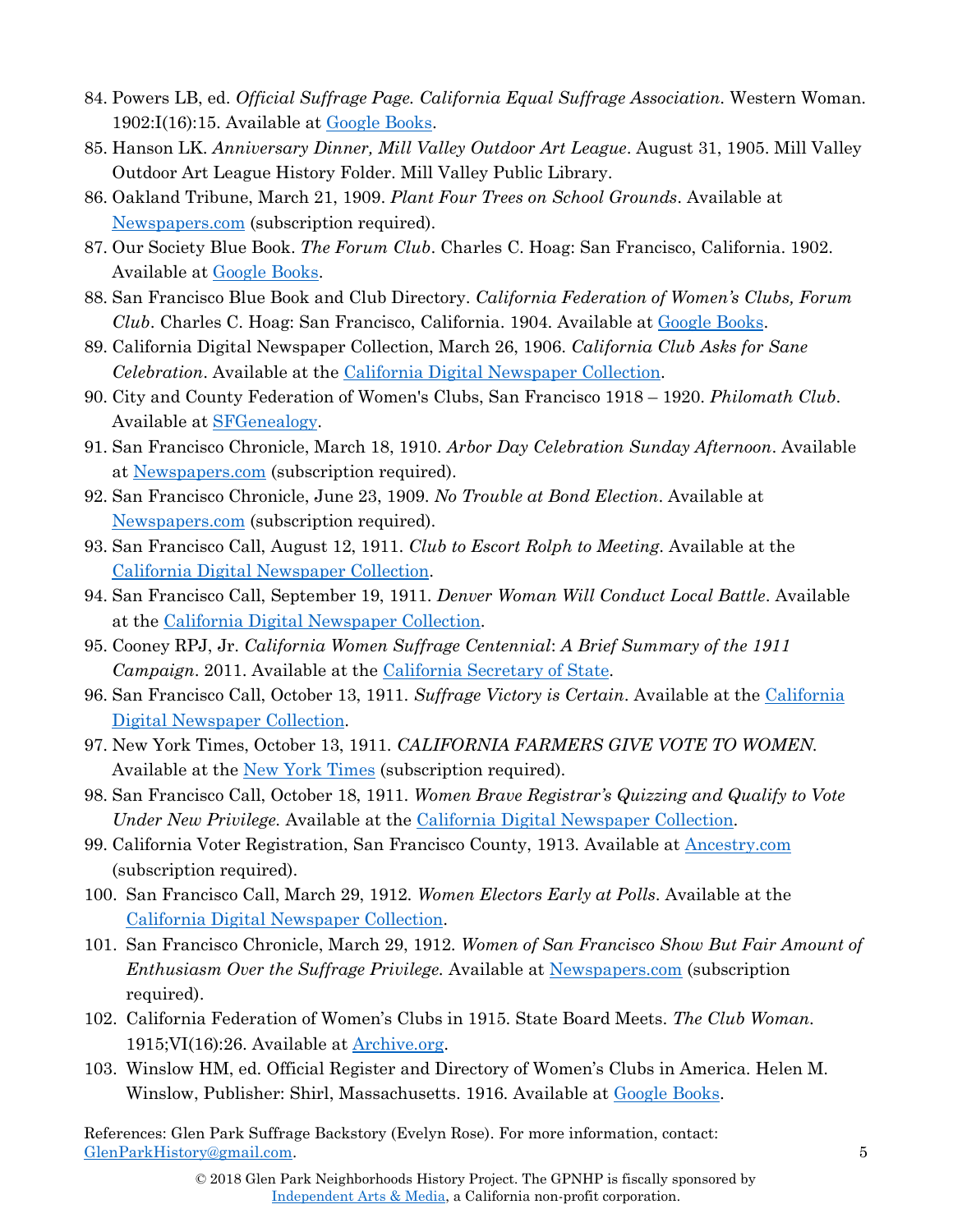84. Powers LB, ed. *Official Suffrage Page. California Equal Suffrage Association*. Western Woman. 1902:I(16):15. Available at Google Books.
85. Hanson LK. *Anniversary Dinner, Mill Valley Outdoor Art League*. August 31, 1905. Mill Valley Outdoor Art League History Folder. Mill Valley Public Library.
86. Oakland Tribune, March 21, 1909. *Plant Four Trees on School Grounds*. Available at Newspapers.com (subscription required).
87. Our Society Blue Book. *The Forum Club*. Charles C. Hoag: San Francisco, California. 1902. Available at Google Books.
88. San Francisco Blue Book and Club Directory. *California Federation of Women's Clubs, Forum Club*. Charles C. Hoag: San Francisco, California. 1904. Available at Google Books.
89. California Digital Newspaper Collection, March 26, 1906. *California Club Asks for Sane Celebration*. Available at the California Digital Newspaper Collection.
90. City and County Federation of Women's Clubs, San Francisco 1918 – 1920. *Philomath Club*. Available at SFGenealogy.
91. San Francisco Chronicle, March 18, 1910. *Arbor Day Celebration Sunday Afternoon*. Available at Newspapers.com (subscription required).
92. San Francisco Chronicle, June 23, 1909. *No Trouble at Bond Election*. Available at Newspapers.com (subscription required).
93. San Francisco Call, August 12, 1911. *Club to Escort Rolph to Meeting*. Available at the California Digital Newspaper Collection.
94. San Francisco Call, September 19, 1911. *Denver Woman Will Conduct Local Battle*. Available at the California Digital Newspaper Collection.
95. Cooney RPJ, Jr. *California Women Suffrage Centennial*: *A Brief Summary of the 1911 Campaign*. 2011. Available at the California Secretary of State.
96. San Francisco Call, October 13, 1911. *Suffrage Victory is Certain*. Available at the California Digital Newspaper Collection.
97. New York Times, October 13, 1911. *CALIFORNIA FARMERS GIVE VOTE TO WOMEN*. Available at the New York Times (subscription required).
98. San Francisco Call, October 18, 1911. *Women Brave Registrar's Quizzing and Qualify to Vote Under New Privilege.* Available at the California Digital Newspaper Collection.
99. California Voter Registration, San Francisco County, 1913. Available at Ancestry.com (subscription required).
100. San Francisco Call, March 29, 1912. *Women Electors Early at Polls*. Available at the California Digital Newspaper Collection.
101. San Francisco Chronicle, March 29, 1912. *Women of San Francisco Show But Fair Amount of Enthusiasm Over the Suffrage Privilege.* Available at Newspapers.com (subscription required).
102. California Federation of Women's Clubs in 1915. State Board Meets. *The Club Woman.* 1915;VI(16):26. Available at Archive.org.
103. Winslow HM, ed. Official Register and Directory of Women's Clubs in America. Helen M. Winslow, Publisher: Shirl, Massachusetts. 1916. Available at Google Books.

References: Glen Park Suffrage Backstory (Evelyn Rose). For more information, contact: GlenParkHistory@gmail.com.

© 2018 Glen Park Neighborhoods History Project. The GPNHP is fiscally sponsored by Independent Arts & Media, a California non-profit corporation.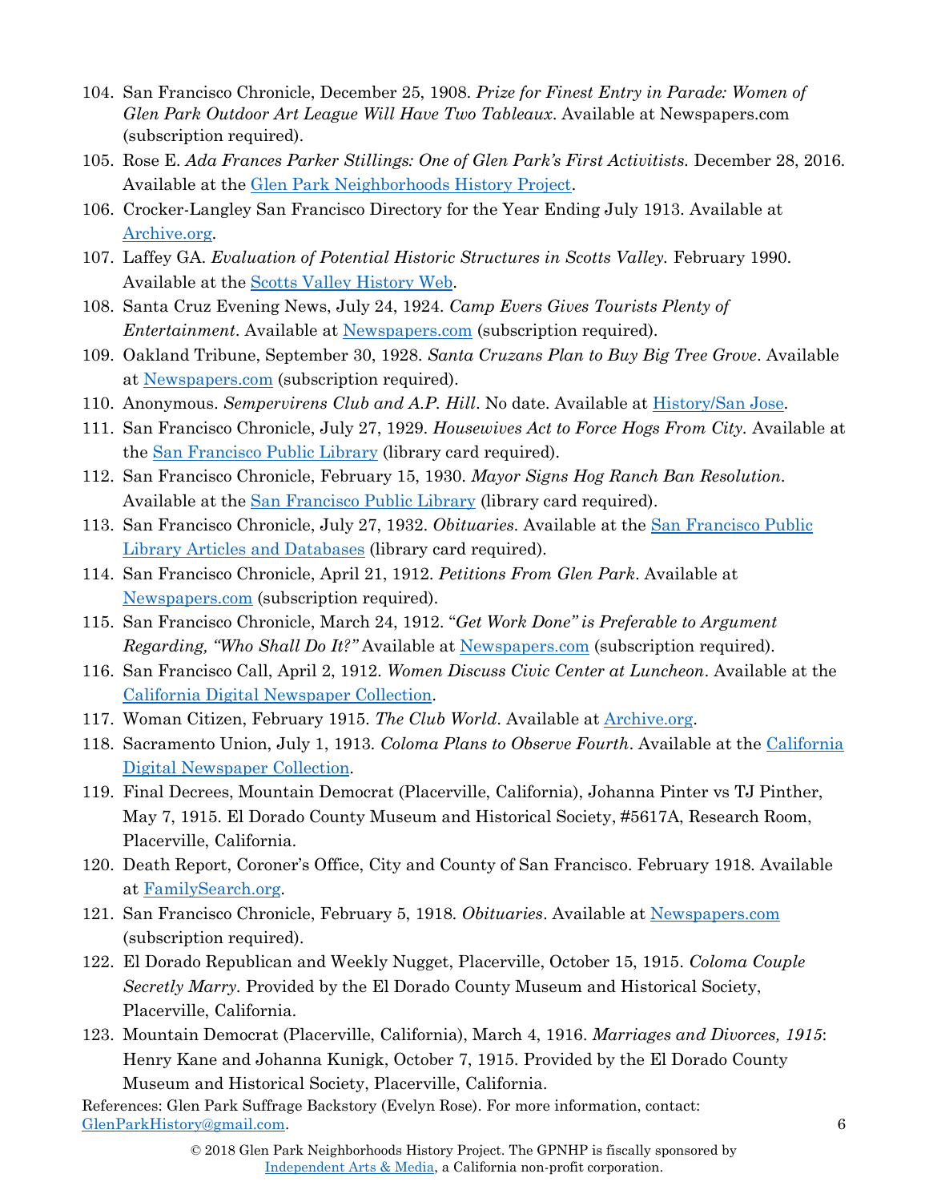104. San Francisco Chronicle, December 25, 1908. *Prize for Finest Entry in Parade: Women of Glen Park Outdoor Art League Will Have Two Tableaux*. Available at Newspapers.com (subscription required).
105. Rose E. *Ada Frances Parker Stillings: One of Glen Park's First Activitists.* December 28, 2016. Available at the Glen Park Neighborhoods History Project.
106. Crocker-Langley San Francisco Directory for the Year Ending July 1913. Available at Archive.org.
107. Laffey GA. *Evaluation of Potential Historic Structures in Scotts Valley.* February 1990. Available at the Scotts Valley History Web.
108. Santa Cruz Evening News, July 24, 1924. *Camp Evers Gives Tourists Plenty of Entertainment*. Available at Newspapers.com (subscription required).
109. Oakland Tribune, September 30, 1928. *Santa Cruzans Plan to Buy Big Tree Grove*. Available at Newspapers.com (subscription required).
110. Anonymous. *Sempervirens Club and A.P. Hill*. No date. Available at History/San Jose.
111. San Francisco Chronicle, July 27, 1929. *Housewives Act to Force Hogs From City.* Available at the San Francisco Public Library (library card required).
112. San Francisco Chronicle, February 15, 1930. *Mayor Signs Hog Ranch Ban Resolution*. Available at the San Francisco Public Library (library card required).
113. San Francisco Chronicle, July 27, 1932. *Obituaries*. Available at the San Francisco Public Library Articles and Databases (library card required).
114. San Francisco Chronicle, April 21, 1912. *Petitions From Glen Park*. Available at Newspapers.com (subscription required).
115. San Francisco Chronicle, March 24, 1912. "*Get Work Done" is Preferable to Argument Regarding, "Who Shall Do It?"* Available at Newspapers.com (subscription required).
116. San Francisco Call, April 2, 1912. *Women Discuss Civic Center at Luncheon*. Available at the California Digital Newspaper Collection.
117. Woman Citizen, February 1915. *The Club World*. Available at Archive.org.
118. Sacramento Union, July 1, 1913. *Coloma Plans to Observe Fourth*. Available at the California Digital Newspaper Collection.
119. Final Decrees, Mountain Democrat (Placerville, California), Johanna Pinter vs TJ Pinther, May 7, 1915. El Dorado County Museum and Historical Society, #5617A, Research Room, Placerville, California.
120. Death Report, Coroner's Office, City and County of San Francisco. February 1918. Available at FamilySearch.org.
121. San Francisco Chronicle, February 5, 1918. *Obituaries*. Available at Newspapers.com (subscription required).
122. El Dorado Republican and Weekly Nugget, Placerville, October 15, 1915. *Coloma Couple Secretly Marry.* Provided by the El Dorado County Museum and Historical Society, Placerville, California.
123. Mountain Democrat (Placerville, California), March 4, 1916. *Marriages and Divorces, 1915*: Henry Kane and Johanna Kunigk, October 7, 1915. Provided by the El Dorado County Museum and Historical Society, Placerville, California.

References: Glen Park Suffrage Backstory (Evelyn Rose). For more information, contact: GlenParkHistory@gmail.com.

© 2018 Glen Park Neighborhoods History Project. The GPNHP is fiscally sponsored by Independent Arts & Media, a California non-profit corporation.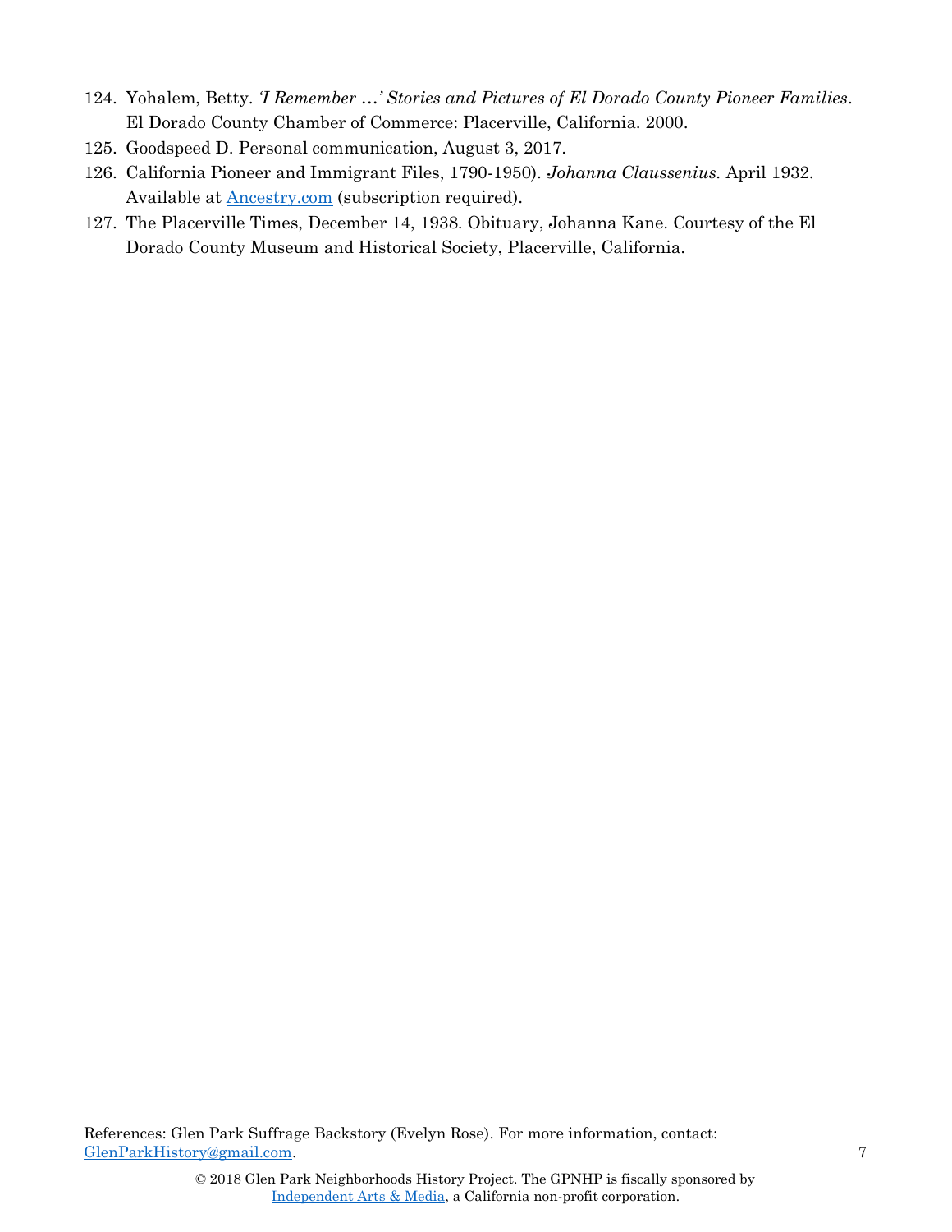124. Yohalem, Betty. *'I Remember …' Stories and Pictures of El Dorado County Pioneer Families*. El Dorado County Chamber of Commerce: Placerville, California. 2000.
125. Goodspeed D. Personal communication, August 3, 2017.
126. California Pioneer and Immigrant Files, 1790-1950). *Johanna Claussenius.* April 1932. Available at [Ancestry.com](Ancestry.com) (subscription required).
127. The Placerville Times, December 14, 1938. Obituary, Johanna Kane. Courtesy of the El Dorado County Museum and Historical Society, Placerville, California.

References: Glen Park Suffrage Backstory (Evelyn Rose). For more information, contact: GlenParkHistory@gmail.com.

© 2018 Glen Park Neighborhoods History Project. The GPNHP is fiscally sponsored by Independent Arts & Media, a California non-profit corporation.